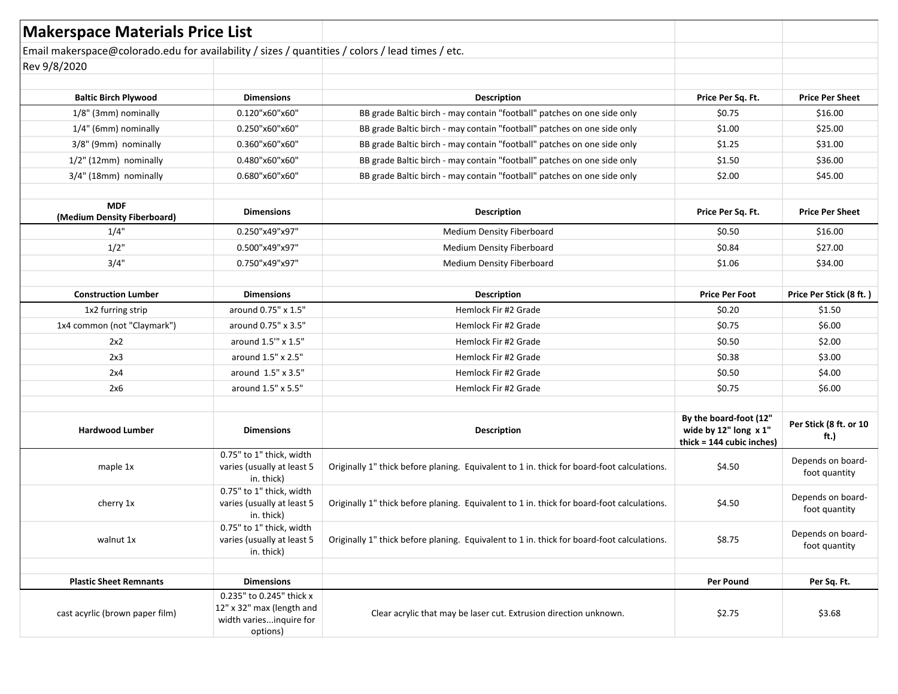# Makerspace Materials Price List

Email makerspace@colorado.edu for availability / sizes / quantities / colors / lead times / etc.

Rev 9/8/2020

| Baltic Birch Plywood | Dimensions | Description | Price Per Sq. Ft. | Price Per Sheet |
|---|---|---|---|---|
| 1/8" (3mm) nominally | 0.120"x60"x60" | BB grade Baltic birch - may contain "football" patches on one side only | $0.75 | $16.00 |
| 1/4" (6mm) nominally | 0.250"x60"x60" | BB grade Baltic birch - may contain "football" patches on one side only | $1.00 | $25.00 |
| 3/8" (9mm) nominally | 0.360"x60"x60" | BB grade Baltic birch - may contain "football" patches on one side only | $1.25 | $31.00 |
| 1/2" (12mm) nominally | 0.480"x60"x60" | BB grade Baltic birch - may contain "football" patches on one side only | $1.50 | $36.00 |
| 3/4" (18mm) nominally | 0.680"x60"x60" | BB grade Baltic birch - may contain "football" patches on one side only | $2.00 | $45.00 |

| MDF (Medium Density Fiberboard) | Dimensions | Description | Price Per Sq. Ft. | Price Per Sheet |
|---|---|---|---|---|
| 1/4" | 0.250"x49"x97" | Medium Density Fiberboard | $0.50 | $16.00 |
| 1/2" | 0.500"x49"x97" | Medium Density Fiberboard | $0.84 | $27.00 |
| 3/4" | 0.750"x49"x97" | Medium Density Fiberboard | $1.06 | $34.00 |

| Construction Lumber | Dimensions | Description | Price Per Foot | Price Per Stick (8 ft. ) |
|---|---|---|---|---|
| 1x2 furring strip | around 0.75" x 1.5" | Hemlock Fir #2 Grade | $0.20 | $1.50 |
| 1x4 common (not "Claymark") | around 0.75" x 3.5" | Hemlock Fir #2 Grade | $0.75 | $6.00 |
| 2x2 | around 1.5'" x 1.5" | Hemlock Fir #2 Grade | $0.50 | $2.00 |
| 2x3 | around 1.5" x 2.5" | Hemlock Fir #2 Grade | $0.38 | $3.00 |
| 2x4 | around 1.5" x 3.5" | Hemlock Fir #2 Grade | $0.50 | $4.00 |
| 2x6 | around 1.5" x 5.5" | Hemlock Fir #2 Grade | $0.75 | $6.00 |

| Hardwood Lumber | Dimensions | Description | By the board-foot (12" wide by 12" long x 1" thick = 144 cubic inches) | Per Stick (8 ft. or 10 ft.) |
|---|---|---|---|---|
| maple 1x | 0.75" to 1" thick, width varies (usually at least 5 in. thick) | Originally 1" thick before planing. Equivalent to 1 in. thick for board-foot calculations. | $4.50 | Depends on board-foot quantity |
| cherry 1x | 0.75" to 1" thick, width varies (usually at least 5 in. thick) | Originally 1" thick before planing. Equivalent to 1 in. thick for board-foot calculations. | $4.50 | Depends on board-foot quantity |
| walnut 1x | 0.75" to 1" thick, width varies (usually at least 5 in. thick) | Originally 1" thick before planing. Equivalent to 1 in. thick for board-foot calculations. | $8.75 | Depends on board-foot quantity |

| Plastic Sheet Remnants | Dimensions | | Per Pound | Per Sq. Ft. |
|---|---|---|---|---|
| cast acrylic (brown paper film) | 0.235" to 0.245" thick x 12" x 32" max (length and width varies...inquire for options) | Clear acrylic that may be laser cut. Extrusion direction unknown. | $2.75 | $3.68 |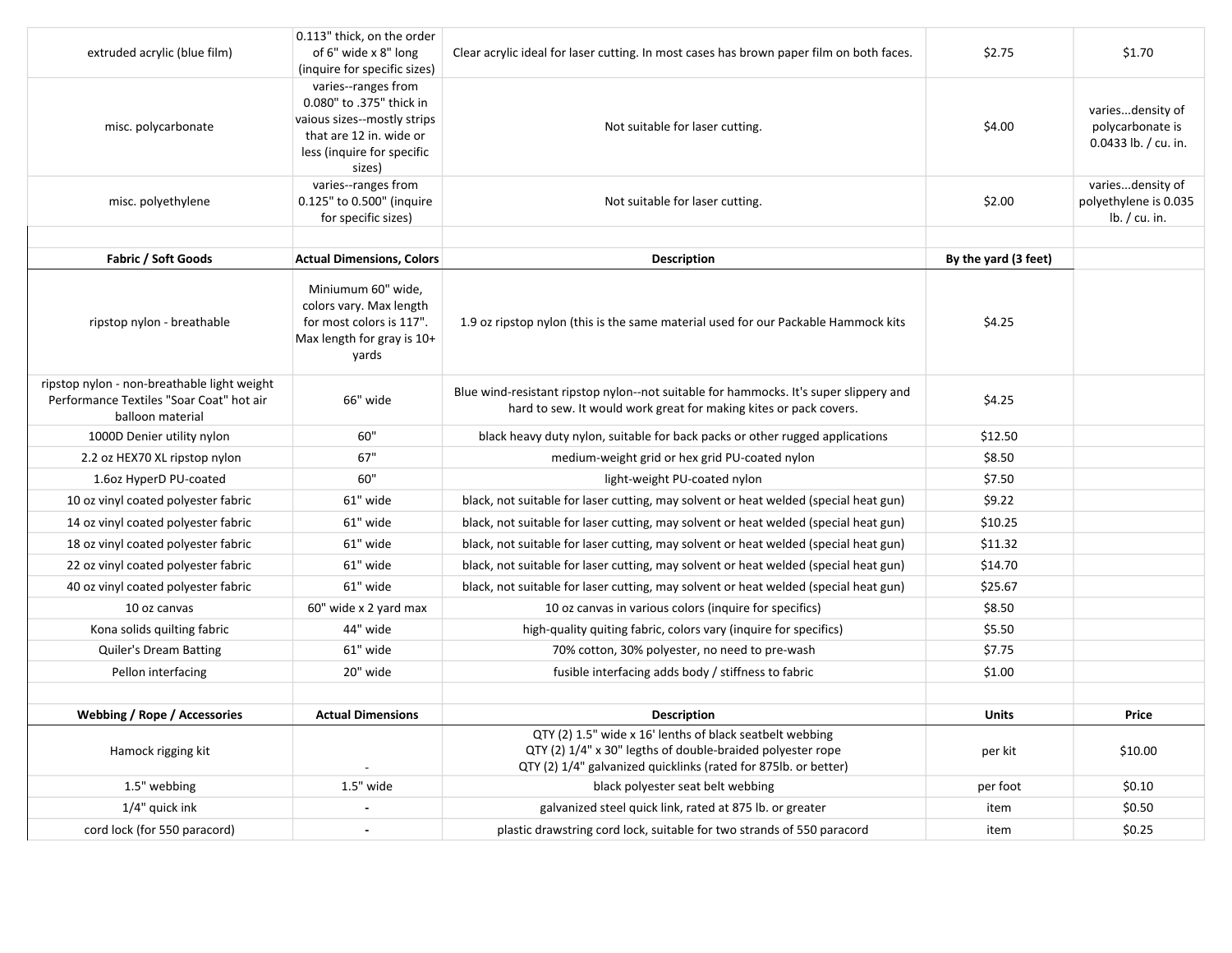| | | | | |
|---|---|---|---|---|
| extruded acrylic (blue film) | 0.113" thick, on the order of 6" wide x 8" long (inquire for specific sizes) | Clear acrylic ideal for laser cutting. In most cases has brown paper film on both faces. | $2.75 | $1.70 |
| misc. polycarbonate | varies--ranges from 0.080" to .375" thick in vaious sizes--mostly strips that are 12 in. wide or less (inquire for specific sizes) | Not suitable for laser cutting. | $4.00 | varies...density of polycarbonate is 0.0433 lb. / cu. in. |
| misc. polyethylene | varies--ranges from 0.125" to 0.500" (inquire for specific sizes) | Not suitable for laser cutting. | $2.00 | varies...density of polyethylene is 0.035 lb. / cu. in. |

| Fabric / Soft Goods | Actual Dimensions, Colors | Description | By the yard (3 feet) |
|---|---|---|---|
| ripstop nylon - breathable | Miniumum 60" wide, colors vary. Max length for most colors is 117". Max length for gray is 10+ yards | 1.9 oz ripstop nylon (this is the same material used for our Packable Hammock kits | $4.25 |
| ripstop nylon - non-breathable light weight Performance Textiles "Soar Coat" hot air balloon material | 66" wide | Blue wind-resistant ripstop nylon--not suitable for hammocks. It's super slippery and hard to sew. It would work great for making kites or pack covers. | $4.25 |
| 1000D Denier utility nylon | 60" | black heavy duty nylon, suitable for back packs or other rugged applications | $12.50 |
| 2.2 oz HEX70 XL ripstop nylon | 67" | medium-weight grid or hex grid PU-coated nylon | $8.50 |
| 1.6oz HyperD PU-coated | 60" | light-weight PU-coated nylon | $7.50 |
| 10 oz vinyl coated polyester fabric | 61" wide | black, not suitable for laser cutting, may solvent or heat welded (special heat gun) | $9.22 |
| 14 oz vinyl coated polyester fabric | 61" wide | black, not suitable for laser cutting, may solvent or heat welded (special heat gun) | $10.25 |
| 18 oz vinyl coated polyester fabric | 61" wide | black, not suitable for laser cutting, may solvent or heat welded (special heat gun) | $11.32 |
| 22 oz vinyl coated polyester fabric | 61" wide | black, not suitable for laser cutting, may solvent or heat welded (special heat gun) | $14.70 |
| 40 oz vinyl coated polyester fabric | 61" wide | black, not suitable for laser cutting, may solvent or heat welded (special heat gun) | $25.67 |
| 10 oz canvas | 60" wide x 2 yard max | 10 oz canvas in various colors (inquire for specifics) | $8.50 |
| Kona solids quilting fabric | 44" wide | high-quality quiting fabric, colors vary (inquire for specifics) | $5.50 |
| Quiler's Dream Batting | 61" wide | 70% cotton, 30% polyester, no need to pre-wash | $7.75 |
| Pellon interfacing | 20" wide | fusible interfacing adds body / stiffness to fabric | $1.00 |

| Webbing / Rope / Accessories | Actual Dimensions | Description | Units | Price |
|---|---|---|---|---|
| Hamock rigging kit | - | QTY (2) 1.5" wide x 16' lenths of black seatbelt webbing<br>QTY (2) 1/4" x 30" legths of double-braided polyester rope<br>QTY (2) 1/4" galvanized quicklinks (rated for 875lb. or better) | per kit | $10.00 |
| 1.5" webbing | 1.5" wide | black polyester seat belt webbing | per foot | $0.10 |
| 1/4" quick ink | - | galvanized steel quick link, rated at 875 lb. or greater | item | $0.50 |
| cord lock (for 550 paracord) | - | plastic drawstring cord lock, suitable for two strands of 550 paracord | item | $0.25 |